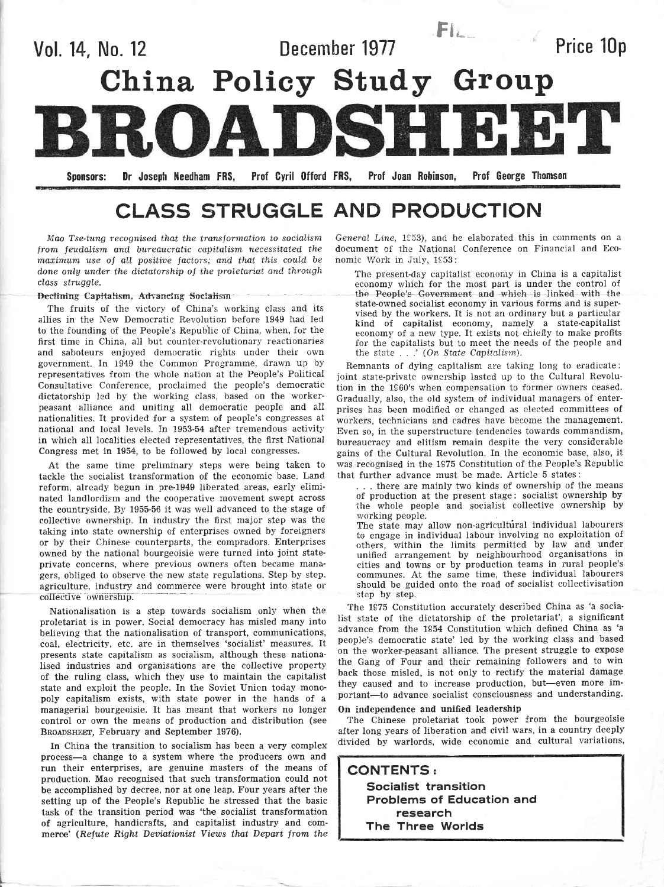Vol. 14, No. 12 — December 1977 — Price 10p

# China Policy Study Group

# BROADSHEET

**Sponsors:** Dr Joseph Needham FRS, Prof Cyril Offord FRS, Prof Joan Robinson, Prof George Thomson

## CLASS STRUGGLE AND PRODUCTION

*Mao Tse-tung recognised that the transformation to socialism from feudalism and bureaucratic capitalism necessitated the maximum use of all positive factors; and that this could be done only under the dictatorship of the proletariat and through class struggle.*

### Declining Capitalism, Advancing Socialism

The fruits of the victory of China's working class and its allies in the New Democratic Revolution before 1949 had led to the founding of the People's Republic of China, when, for the first time in China, all but counter-revolutionary reactionaries and saboteurs enjoyed democratic rights under their own government. In 1949 the Common Programme, drawn up by representatives from the whole nation at the People's Political Consultative Conference, proclaimed the people's democratic dictatorship led by the working class, based on the worker-peasant alliance and uniting all democratic people and all nationalities. It provided for a system of people's congresses at national and local levels. In 1953-54 after tremendous activity in which all localities elected representatives, the first National Congress met in 1954, to be followed by local congresses.

At the same time preliminary steps were being taken to tackle the socialist transformation of the economic base. Land reform, already begun in pre-1949 liberated areas, early eliminated landlordism and the cooperative movement swept across the countryside. By 1955-56 it was well advanced to the stage of collective ownership. In industry the first major step was the taking into state ownership of enterprises owned by foreigners or by their Chinese counterparts, the compradors. Enterprises owned by the national bourgeoisie were turned into joint state-private concerns, where previous owners often became managers, obliged to observe the new state regulations. Step by step, agriculture, industry and commerce were brought into state or collective ownership.

Nationalisation is a step towards socialism only when the proletariat is in power. Social democracy has misled many into believing that the nationalisation of transport, communications, coal, electricity, etc. are in themselves 'socialist' measures. It presents state capitalism as socialism, although these nationalised industries and organisations are the collective property of the ruling class, which they use to maintain the capitalist state and exploit the people. In the Soviet Union today monopoly capitalism exists, with state power in the hands of a managerial bourgeoisie. It has meant that workers no longer control or own the means of production and distribution (see BROADSHEET, February and September 1976).

In China the transition to socialism has been a very complex process—a change to a system where the producers own and run their enterprises, are genuine masters of the means of production. Mao recognised that such transformation could not be accomplished by decree, nor at one leap. Four years after the setting up of the People's Republic he stressed that the basic task of the transition period was 'the socialist transformation of agriculture, handicrafts, and capitalist industry and commerce' (*Refute Right Deviationist Views that Depart from the General Line*, 1953), and he elaborated this in comments on a document of the National Conference on Financial and Economic Work in July, 1953:

> The present-day capitalist economy in China is a capitalist economy which for the most part is under the control of the People's Government and which is linked with the state-owned socialist economy in various forms and is supervised by the workers. It is not an ordinary but a particular kind of capitalist economy, namely a state-capitalist economy of a new type. It exists not chiefly to make profits for the capitalists but to meet the needs of the people and the state . . .' (*On State Capitalism*).

Remnants of dying capitalism are taking long to eradicate: joint state-private ownership lasted up to the Cultural Revolution in the 1960's when compensation to former owners ceased. Gradually, also, the old system of individual managers of enterprises has been modified or changed as elected committees of workers, technicians and cadres have become the management. Even so, in the superstructure tendencies towards commandism, bureaucracy and elitism remain despite the very considerable gains of the Cultural Revolution. In the economic base, also, it was recognised in the 1975 Constitution of the People's Republic that further advance must be made. Article 5 states:

> . . . there are mainly two kinds of ownership of the means of production at the present stage: socialist ownership by the whole people and socialist collective ownership by working people.
>
> The state may allow non-agricultural individual labourers to engage in individual labour involving no exploitation of others, within the limits permitted by law and under unified arrangement by neighbourhood organisations in cities and towns or by production teams in rural people's communes. At the same time, these individual labourers should be guided onto the road of socialist collectivisation step by step.

The 1975 Constitution accurately described China as 'a socialist state of the dictatorship of the proletariat', a significant advance from the 1954 Constitution which defined China as 'a people's democratic state' led by the working class and based on the worker-peasant alliance. The present struggle to expose the Gang of Four and their remaining followers and to win back those misled, is not only to rectify the material damage they caused and to increase production, but—even more important—to advance socialist consciousness and understanding.

### On independence and unified leadership

The Chinese proletariat took power from the bourgeoisie after long years of liberation and civil wars, in a country deeply divided by warlords, wide economic and cultural variations,

**CONTENTS:**

- Socialist transition
- Problems of Education and research
- The Three Worlds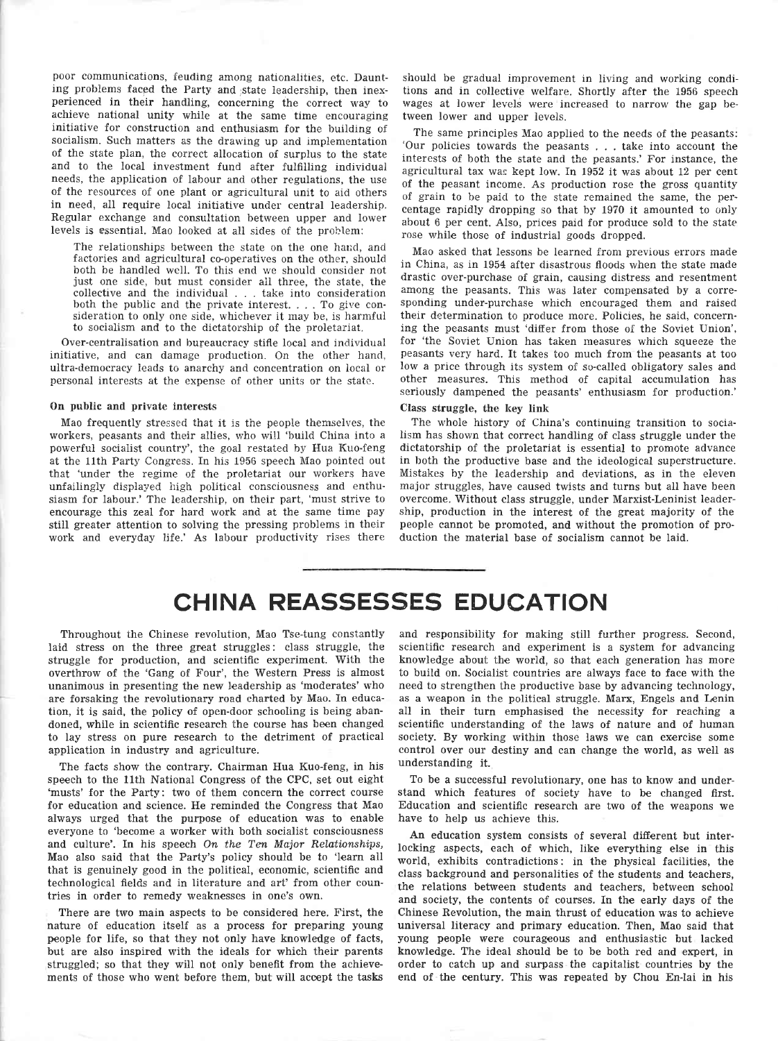poor communications, feuding among nationalities, etc. Daunting problems faced the Party and state leadership, then inexperienced in their handling, concerning the correct way to achieve national unity while at the same time encouraging initiative for construction and enthusiasm for the building of socialism. Such matters as the drawing up and implementation of the state plan, the correct allocation of surplus to the state and to the local investment fund after fulfilling individual needs, the application of labour and other regulations, the use of the resources of one plant or agricultural unit to aid others in need, all require local initiative under central leadership. Regular exchange and consultation between upper and lower levels is essential. Mao looked at all sides of the problem:

> The relationships between the state on the one hand, and factories and agricultural co-operatives on the other, should both be handled well. To this end we should consider not just one side, but must consider all three, the state, the collective and the individual . . . take into consideration both the public and the private interest. . . . To give consideration to only one side, whichever it may be, is harmful to socialism and to the dictatorship of the proletariat.

Over-centralisation and bureaucracy stifle local and individual initiative, and can damage production. On the other hand, ultra-democracy leads to anarchy and concentration on local or personal interests at the expense of other units or the state.

**On public and private interests**

Mao frequently stressed that it is the people themselves, the workers, peasants and their allies, who will 'build China into a powerful socialist country', the goal restated by Hua Kuo-feng at the 11th Party Congress. In his 1956 speech Mao pointed out that 'under the regime of the proletariat our workers have unfailingly displayed high political consciousness and enthusiasm for labour.' The leadership, on their part, 'must strive to encourage this zeal for hard work and at the same time pay still greater attention to solving the pressing problems in their work and everyday life.' As labour productivity rises there should be gradual improvement in living and working conditions and in collective welfare. Shortly after the 1956 speech wages at lower levels were increased to narrow the gap between lower and upper levels.

The same principles Mao applied to the needs of the peasants: 'Our policies towards the peasants . . . take into account the interests of both the state and the peasants.' For instance, the agricultural tax was kept low. In 1952 it was about 12 per cent of the peasant income. As production rose the gross quantity of grain to be paid to the state remained the same, the percentage rapidly dropping so that by 1970 it amounted to only about 6 per cent. Also, prices paid for produce sold to the state rose while those of industrial goods dropped.

Mao asked that lessons be learned from previous errors made in China, as in 1954 after disastrous floods when the state made drastic over-purchase of grain, causing distress and resentment among the peasants. This was later compensated by a corresponding under-purchase which encouraged them and raised their determination to produce more. Policies, he said, concerning the peasants must 'differ from those of the Soviet Union', for 'the Soviet Union has taken measures which squeeze the peasants very hard. It takes too much from the peasants at too low a price through its system of so-called obligatory sales and other measures. This method of capital accumulation has seriously dampened the peasants' enthusiasm for production.'

**Class struggle, the key link**

The whole history of China's continuing transition to socialism has shown that correct handling of class struggle under the dictatorship of the proletariat is essential to promote advance in both the productive base and the ideological superstructure. Mistakes by the leadership and deviations, as in the eleven major struggles, have caused twists and turns but all have been overcome. Without class struggle, under Marxist-Leninist leadership, production in the interest of the great majority of the people cannot be promoted, and without the promotion of production the material base of socialism cannot be laid.

# CHINA REASSESSES EDUCATION

Throughout the Chinese revolution, Mao Tse-tung constantly laid stress on the three great struggles: class struggle, the struggle for production, and scientific experiment. With the overthrow of the 'Gang of Four', the Western Press is almost unanimous in presenting the new leadership as 'moderates' who are forsaking the revolutionary road charted by Mao. In education, it is said, the policy of open-door schooling is being abandoned, while in scientific research the course has been changed to lay stress on pure research to the detriment of practical application in industry and agriculture.

The facts show the contrary. Chairman Hua Kuo-feng, in his speech to the 11th National Congress of the CPC, set out eight 'musts' for the Party: two of them concern the correct course for education and science. He reminded the Congress that Mao always urged that the purpose of education was to enable everyone to 'become a worker with both socialist consciousness and culture'. In his speech *On the Ten Major Relationships*, Mao also said that the Party's policy should be to 'learn all that is genuinely good in the political, economic, scientific and technological fields and in literature and art' from other countries in order to remedy weaknesses in one's own.

There are two main aspects to be considered here. First, the nature of education itself as a process for preparing young people for life, so that they not only have knowledge of facts, but are also inspired with the ideals for which their parents struggled; so that they will not only benefit from the achievements of those who went before them, but will accept the tasks and responsibility for making still further progress. Second, scientific research and experiment is a system for advancing knowledge about the world, so that each generation has more to build on. Socialist countries are always face to face with the need to strengthen the productive base by advancing technology, as a weapon in the political struggle. Marx, Engels and Lenin all in their turn emphasised the necessity for reaching a scientific understanding of the laws of nature and of human society. By working within those laws we can exercise some control over our destiny and can change the world, as well as understanding it.

To be a successful revolutionary, one has to know and understand which features of society have to be changed first. Education and scientific research are two of the weapons we have to help us achieve this.

An education system consists of several different but interlocking aspects, each of which, like everything else in this world, exhibits contradictions: in the physical facilities, the class background and personalities of the students and teachers, the relations between students and teachers, between school and society, the contents of courses. In the early days of the Chinese Revolution, the main thrust of education was to achieve universal literacy and primary education. Then, Mao said that young people were courageous and enthusiastic but lacked knowledge. The ideal should be to be both red and expert, in order to catch up and surpass the capitalist countries by the end of the century. This was repeated by Chou En-lai in his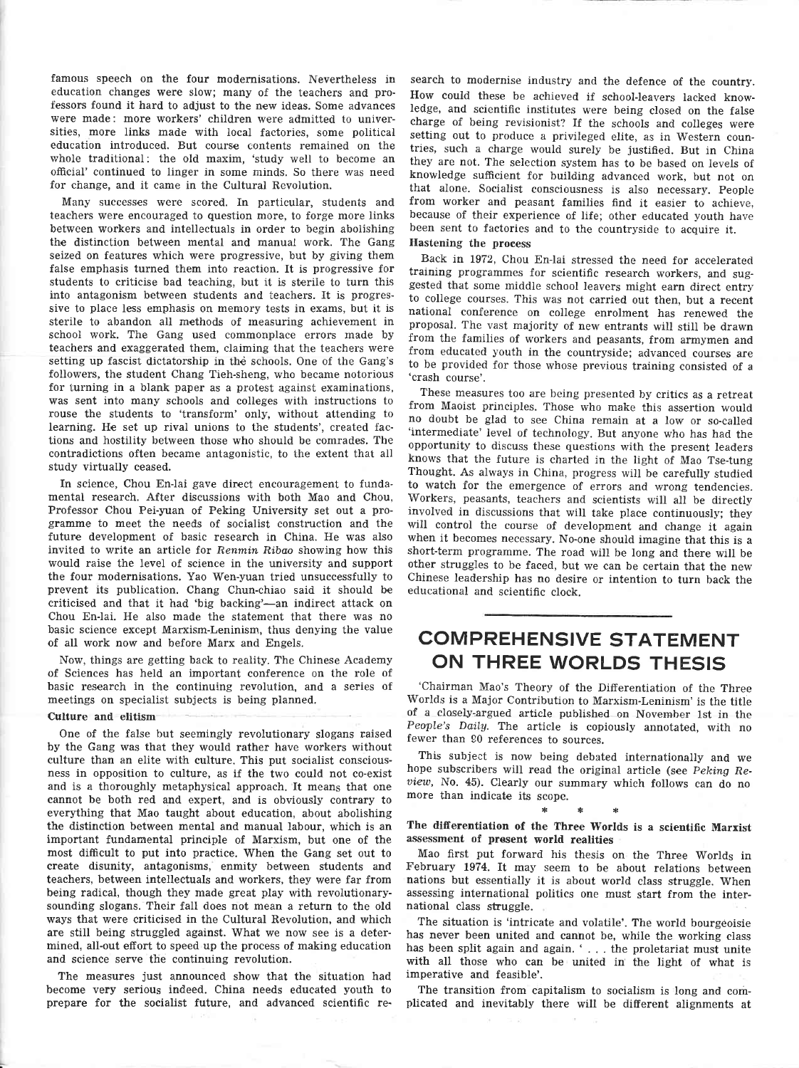famous speech on the four modernisations. Nevertheless in education changes were slow; many of the teachers and professors found it hard to adjust to the new ideas. Some advances were made: more workers' children were admitted to universities, more links made with local factories, some political education introduced. But course contents remained on the whole traditional: the old maxim, 'study well to become an official' continued to linger in some minds. So there was need for change, and it came in the Cultural Revolution.

Many successes were scored. In particular, students and teachers were encouraged to question more, to forge more links between workers and intellectuals in order to begin abolishing the distinction between mental and manual work. The Gang seized on features which were progressive, but by giving them false emphasis turned them into reaction. It is progressive for students to criticise bad teaching, but it is sterile to turn this into antagonism between students and teachers. It is progressive to place less emphasis on memory tests in exams, but it is sterile to abandon all methods of measuring achievement in school work. The Gang used commonplace errors made by teachers and exaggerated them, claiming that the teachers were setting up fascist dictatorship in the schools. One of the Gang's followers, the student Chang Tieh-sheng, who became notorious for turning in a blank paper as a protest against examinations, was sent into many schools and colleges with instructions to rouse the students to 'transform' only, without attending to learning. He set up rival unions to the students', created factions and hostility between those who should be comrades. The contradictions often became antagonistic, to the extent that all study virtually ceased.

In science, Chou En-lai gave direct encouragement to fundamental research. After discussions with both Mao and Chou, Professor Chou Pei-yuan of Peking University set out a programme to meet the needs of socialist construction and the future development of basic research in China. He was also invited to write an article for *Renmin Ribao* showing how this would raise the level of science in the university and support the four modernisations. Yao Wen-yuan tried unsuccessfully to prevent its publication. Chang Chun-chiao said it should be criticised and that it had 'big backing'—an indirect attack on Chou En-lai. He also made the statement that there was no basic science except Marxism-Leninism, thus denying the value of all work now and before Marx and Engels.

Now, things are getting back to reality. The Chinese Academy of Sciences has held an important conference on the role of basic research in the continuing revolution, and a series of meetings on specialist subjects is being planned.

### Culture and elitism

One of the false but seemingly revolutionary slogans raised by the Gang was that they would rather have workers without culture than an elite with culture. This put socialist consciousness in opposition to culture, as if the two could not co-exist and is a thoroughly metaphysical approach. It means that one cannot be both red and expert, and is obviously contrary to everything that Mao taught about education, about abolishing the distinction between mental and manual labour, which is an important fundamental principle of Marxism, but one of the most difficult to put into practice. When the Gang set out to create disunity, antagonisms, enmity between students and teachers, between intellectuals and workers, they were far from being radical, though they made great play with revolutionary-sounding slogans. Their fall does not mean a return to the old ways that were criticised in the Cultural Revolution, and which are still being struggled against. What we now see is a determined, all-out effort to speed up the process of making education and science serve the continuing revolution.

The measures just announced show that the situation had become very serious indeed. China needs educated youth to prepare for the socialist future, and advanced scientific research to modernise industry and the defence of the country. How could these be achieved if school-leavers lacked knowledge, and scientific institutes were being closed on the false charge of being revisionist? If the schools and colleges were setting out to produce a privileged elite, as in Western countries, such a charge would surely be justified. But in China they are not. The selection system has to be based on levels of knowledge sufficient for building advanced work, but not on that alone. Socialist consciousness is also necessary. People from worker and peasant families find it easier to achieve, because of their experience of life; other educated youth have been sent to factories and to the countryside to acquire it.

### Hastening the process

Back in 1972, Chou En-lai stressed the need for accelerated training programmes for scientific research workers, and suggested that some middle school leavers might earn direct entry to college courses. This was not carried out then, but a recent national conference on college enrolment has renewed the proposal. The vast majority of new entrants will still be drawn from the families of workers and peasants, from armymen and from educated youth in the countryside; advanced courses are to be provided for those whose previous training consisted of a 'crash course'.

These measures too are being presented by critics as a retreat from Maoist principles. Those who make this assertion would no doubt be glad to see China remain at a low or so-called 'intermediate' level of technology. But anyone who has had the opportunity to discuss these questions with the present leaders knows that the future is charted in the light of Mao Tse-tung Thought. As always in China, progress will be carefully studied to watch for the emergence of errors and wrong tendencies. Workers, peasants, teachers and scientists will all be directly involved in discussions that will take place continuously; they will control the course of development and change it again when it becomes necessary. No-one should imagine that this is a short-term programme. The road will be long and there will be other struggles to be faced, but we can be certain that the new Chinese leadership has no desire or intention to turn back the educational and scientific clock.

## COMPREHENSIVE STATEMENT ON THREE WORLDS THESIS

'Chairman Mao's Theory of the Differentiation of the Three Worlds is a Major Contribution to Marxism-Leninism' is the title of a closely-argued article published on November 1st in the *People's Daily*. The article is copiously annotated, with no fewer than 90 references to sources.

This subject is now being debated internationally and we hope subscribers will read the original article (see *Peking Review*, No. 45). Clearly our summary which follows can do no more than indicate its scope.

\* \* \*

### The differentiation of the Three Worlds is a scientific Marxist assessment of present world realities

Mao first put forward his thesis on the Three Worlds in February 1974. It may seem to be about relations between nations but essentially it is about world class struggle. When assessing international politics one must start from the international class struggle.

The situation is 'intricate and volatile'. The world bourgeoisie has never been united and cannot be, while the working class has been split again and again. '. . . the proletariat must unite with all those who can be united in the light of what is imperative and feasible'.

The transition from capitalism to socialism is long and complicated and inevitably there will be different alignments at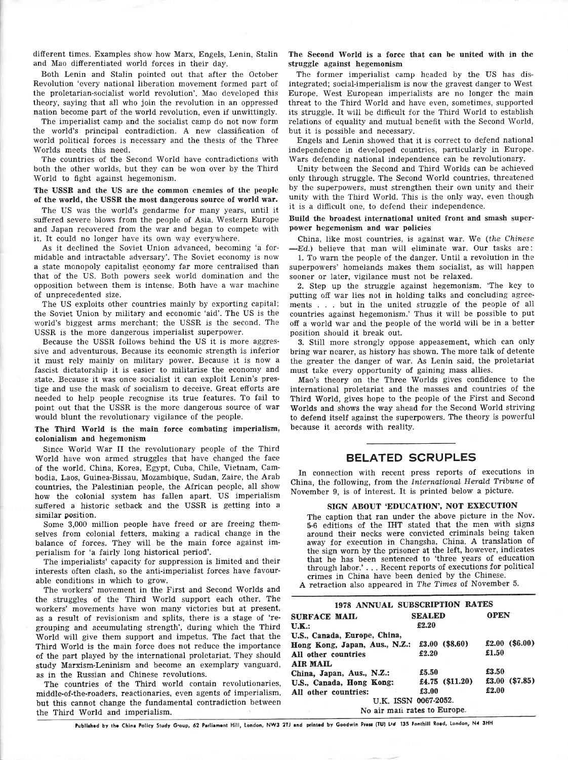different times. Examples show how Marx, Engels, Lenin, Stalin and Mao differentiated world forces in their day.

Both Lenin and Stalin pointed out that after the October Revolution 'every national liberation movement formed part of the proletarian-socialist world revolution'. Mao developed this theory, saying that all who join the revolution in an oppressed nation become part of the world revolution, even if unwittingly.

The imperialist camp and the socialist camp do not now form the world's principal contradiction. A new classification of world political forces is necessary and the thesis of the Three Worlds meets this need.

The countries of the Second World have contradictions with both the other worlds, but they can be won over by the Third World to fight against hegemonism.

**The USSR and the US are the common enemies of the people of the world, the USSR the most dangerous source of world war.**

The US was the world's gendarme for many years, until it suffered severe blows from the people of Asia. Western Europe and Japan recovered from the war and began to compete with it. It could no longer have its own way everywhere.

As it declined the Soviet Union advanced, becoming 'a formidable and intractable adversary'. The Soviet economy is now a state monopoly capitalist economy far more centralised than that of the US. Both powers seek world domination and the opposition between them is intense. Both have a war machine of unprecedented size.

The US exploits other countries mainly by exporting capital; the Soviet Union by military and economic 'aid'. The US is the world's biggest arms merchant; the USSR is the second. The USSR is the more dangerous imperialist superpower.

Because the USSR follows behind the US it is more aggressive and adventurous. Because its economic strength is inferior it must rely mainly on military power. Because it is now a fascist dictatorship it is easier to militarise the economy and state. Because it was once socialist it can exploit Lenin's prestige and use the mask of socialism to deceive. Great efforts are needed to help people recognise its true features. To fail to point out that the USSR is the more dangerous source of war would blunt the revolutionary vigilance of the people.

**The Third World is the main force combating imperialism, colonialism and hegemonism**

Since World War II the revolutionary people of the Third World have won armed struggles that have changed the face of the world. China, Korea, Egypt, Cuba, Chile, Vietnam, Cambodia, Laos, Guinea-Bissau, Mozambique, Sudan, Zaire, the Arab countries, the Palestinian people, the African people, all show how the colonial system has fallen apart. US imperialism suffered a historic setback and the USSR is getting into a similar position.

Some 3,000 million people have freed or are freeing themselves from colonial fetters, making a radical change in the balance of forces. They will be the main force against imperialism for 'a fairly long historical period'.

The imperialists' capacity for suppression is limited and their interests often clash, so the anti-imperialist forces have favourable conditions in which to grow.

The workers' movement in the First and Second Worlds and the struggles of the Third World support each other. The workers' movements have won many victories but at present, as a result of revisionism and splits, there is a stage of 'regrouping and accumulating strength', during which the Third World will give them support and impetus. The fact that the Third World is the main force does not reduce the importance of the part played by the international proletariat. They should study Marxism-Leninism and become an exemplary vanguard, as in the Russian and Chinese revolutions.

The countries of the Third world contain revolutionaries, middle-of-the-roaders, reactionaries, even agents of imperialism, but this cannot change the fundamental contradiction between the Third World and imperialism.

**The Second World is a force that can be united with in the struggle against hegemonism**

The former imperialist camp headed by the US has disintegrated; social-imperialism is now the gravest danger to West Europe. West European imperialists are no longer the main threat to the Third World and have even, sometimes, supported its struggle. It will be difficult for the Third World to establish relations of equality and mutual benefit with the Second World, but it is possible and necessary.

Engels and Lenin showed that it is correct to defend national independence in developed countries, particularly in Europe. Wars defending national independence can be revolutionary.

Unity between the Second and Third Worlds can be achieved only through struggle. The Second World countries, threatened by the superpowers, must strengthen their own unity and their unity with the Third World. This is the only way, even though it is a difficult one, to defend their independence.

**Build the broadest international united front and smash superpower hegemonism and war policies**

China, like most countries, is against war. We (*the Chinese —Ed.*) believe that man will eliminate war. Our tasks are:

1. To warn the people of the danger. Until a revolution in the superpowers' homelands makes them socialist, as will happen sooner or later, vigilance must not be relaxed.

2. Step up the struggle against hegemonism. 'The key to putting off war lies not in holding talks and concluding agreements . . . but in the united struggle of the people of all countries against hegemonism.' Thus it will be possible to put off a world war and the people of the world will be in a better position should it break out.

3. Still more strongly oppose appeasement, which can only bring war nearer, as history has shown. The more talk of detente the greater the danger of war. As Lenin said, the proletariat must take every opportunity of gaining mass allies.

Mao's theory on the Three Worlds gives confidence to the international proletariat and the masses and countries of the Third World, gives hope to the people of the First and Second Worlds and shows the way ahead for the Second World striving to defend itself against the superpowers. The theory is powerful because it accords with reality.

## BELATED SCRUPLES

In connection with recent press reports of executions in China, the following, from the *International Herald Tribune* of November 9, is of interest. It is printed below a picture.

**SIGN ABOUT 'EDUCATION', NOT EXECUTION**

The caption that ran under the above picture in the Nov. 5-6 editions of the IHT stated that the men with signs around their necks were convicted criminals being taken away for execution in Changsha, China. A translation of the sign worn by the prisoner at the left, however, indicates that he has been sentenced to 'three years of education through labor.' . . . Recent reports of executions for political crimes in China have been denied by the Chinese.

A retraction also appeared in *The Times* of November 5.

| 1978 ANNUAL SUBSCRIPTION RATES | | |
|---|---|---|
| **SURFACE MAIL** | **SEALED** | **OPEN** |
| **U.K.:** | £2.20 | |
| **U.S., Canada, Europe, China, Hong Kong, Japan, Aus., N.Z.:** | £3.00 ($8.60) | £2.00 ($6.00) |
| **All other countries** | £2.20 | £1.50 |
| **AIR MAIL** | | |
| **China, Japan, Aus., N.Z.:** | £5.50 | £3.50 |
| **U.S., Canada, Hong Kong:** | £4.75 ($11.20) | £3.00 ($7.85) |
| **All other countries:** | £3.00 | £2.00 |

U.K. ISSN 0067-2052.

No air mail rates to Europe.

Published by the China Policy Study Group, 62 Parliament Hill, London, NW3 2TJ and printed by Goodwin Press (TU) Ltd 135 Fonthill Road, London, N4 3HH